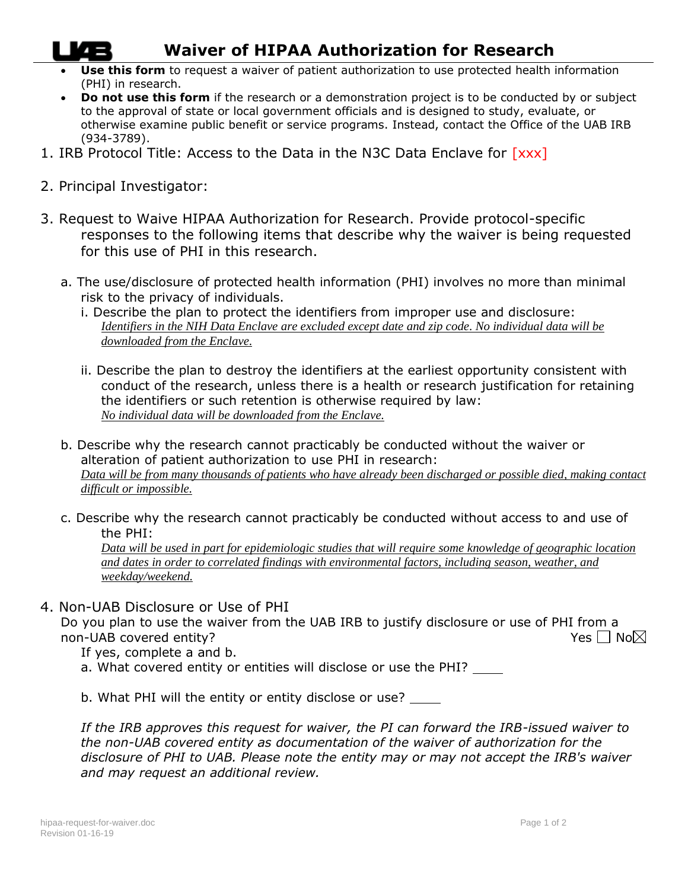# Waiver of HIPAA Authorization for Research

- **Use this form** to request a waiver of patient authorization to use protected health information (PHI) in research.
- **Do not use this form** if the research or a demonstration project is to be conducted by or subject to the approval of state or local government officials and is designed to study, evaluate, or otherwise examine public benefit or service programs. Instead, contact the Office of the UAB IRB (934-3789).

1. IRB Protocol Title: Access to the Data in the N3C Data Enclave for [xxx]

2. Principal Investigator:

3. Request to Waive HIPAA Authorization for Research. Provide protocol-specific responses to the following items that describe why the waiver is being requested for this use of PHI in this research.

   a. The use/disclosure of protected health information (PHI) involves no more than minimal risk to the privacy of individuals.

      i. Describe the plan to protect the identifiers from improper use and disclosure:
      *Identifiers in the NIH Data Enclave are excluded except date and zip code. No individual data will be downloaded from the Enclave.*

      ii. Describe the plan to destroy the identifiers at the earliest opportunity consistent with conduct of the research, unless there is a health or research justification for retaining the identifiers or such retention is otherwise required by law:
      *No individual data will be downloaded from the Enclave.*

   b. Describe why the research cannot practicably be conducted without the waiver or alteration of patient authorization to use PHI in research:
   *Data will be from many thousands of patients who have already been discharged or possible died, making contact difficult or impossible.*

   c. Describe why the research cannot practicably be conducted without access to and use of the PHI:
   *Data will be used in part for epidemiologic studies that will require some knowledge of geographic location and dates in order to correlated findings with environmental factors, including season, weather, and weekday/weekend.*

4. Non-UAB Disclosure or Use of PHI

   Do you plan to use the waiver from the UAB IRB to justify disclosure or use of PHI from a non-UAB covered entity? Yes ☐ No ☒

   If yes, complete a and b.

   a. What covered entity or entities will disclose or use the PHI? ____

   b. What PHI will the entity or entity disclose or use? ____

   *If the IRB approves this request for waiver, the PI can forward the IRB-issued waiver to the non-UAB covered entity as documentation of the waiver of authorization for the disclosure of PHI to UAB. Please note the entity may or may not accept the IRB's waiver and may request an additional review.*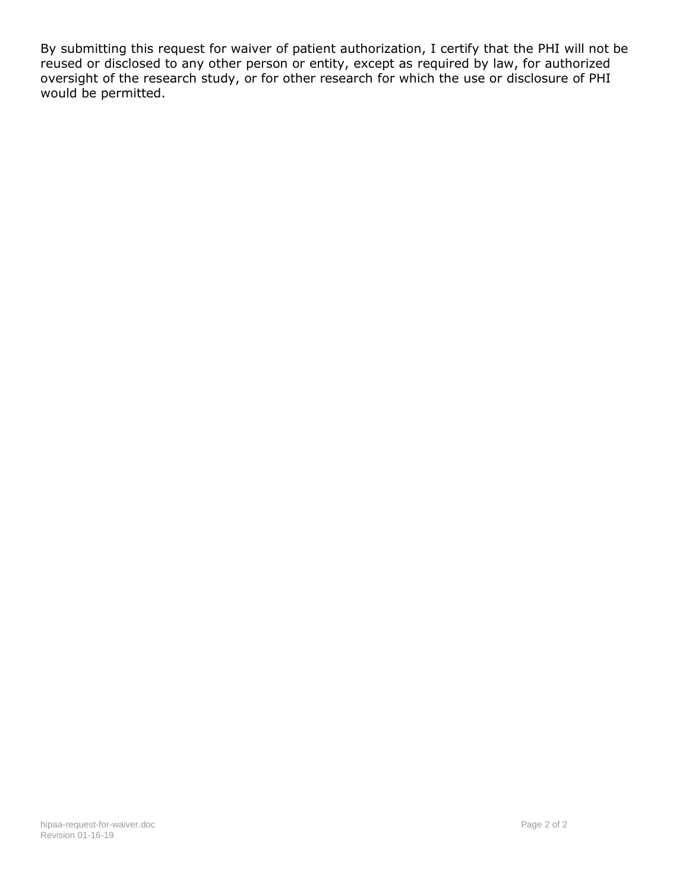By submitting this request for waiver of patient authorization, I certify that the PHI will not be reused or disclosed to any other person or entity, except as required by law, for authorized oversight of the research study, or for other research for which the use or disclosure of PHI would be permitted.